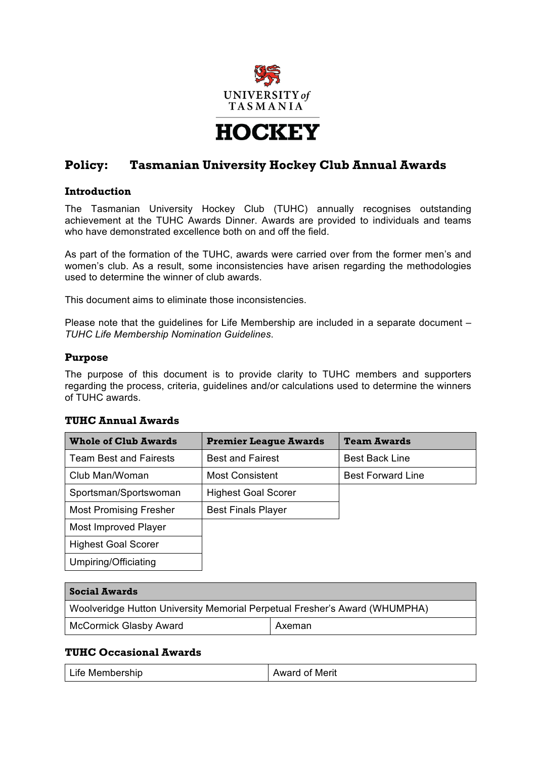UNIVERSITY *of* TASMANIA

# HOCKEY

## Policy: Tasmanian University Hockey Club Annual Awards

### Introduction

The Tasmanian University Hockey Club (TUHC) annually recognises outstanding achievement at the TUHC Awards Dinner. Awards are provided to individuals and teams who have demonstrated excellence both on and off the field.

As part of the formation of the TUHC, awards were carried over from the former men's and women's club. As a result, some inconsistencies have arisen regarding the methodologies used to determine the winner of club awards.

This document aims to eliminate those inconsistencies.

Please note that the guidelines for Life Membership are included in a separate document – *TUHC Life Membership Nomination Guidelines*.

### Purpose

The purpose of this document is to provide clarity to TUHC members and supporters regarding the process, criteria, guidelines and/or calculations used to determine the winners of TUHC awards.

### TUHC Annual Awards

| Whole of Club Awards | Premier League Awards | Team Awards |
|---|---|---|
| Team Best and Fairests | Best and Fairest | Best Back Line |
| Club Man/Woman | Most Consistent | Best Forward Line |
| Sportsman/Sportswoman | Highest Goal Scorer | |
| Most Promising Fresher | Best Finals Player | |
| Most Improved Player | | |
| Highest Goal Scorer | | |
| Umpiring/Officiating | | |

| Social Awards | |
|---|---|
| Woolveridge Hutton University Memorial Perpetual Fresher's Award (WHUMPHA) | |
| McCormick Glasby Award | Axeman |

### TUHC Occasional Awards

| Life Membership | Award of Merit |
|---|---|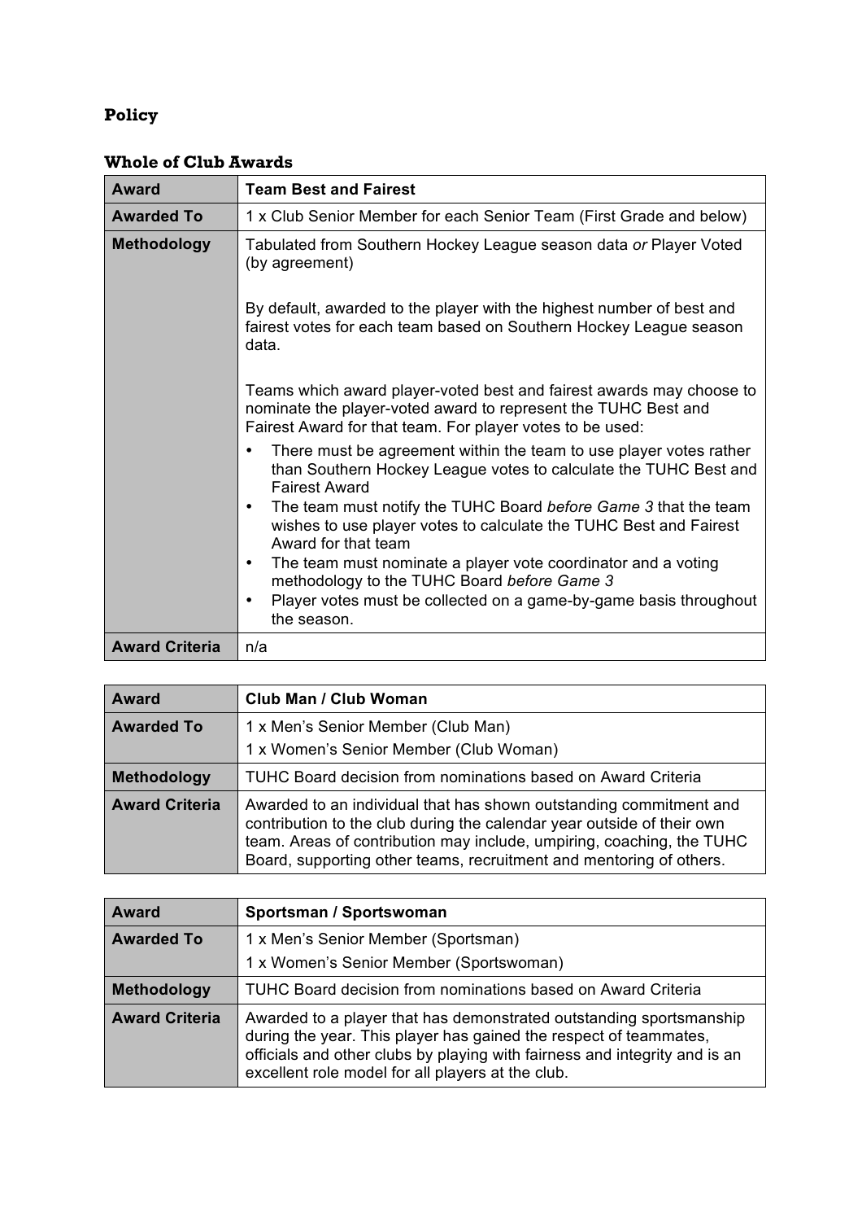**Policy**

**Whole of Club Awards**

| **Award** | **Team Best and Fairest** |
|---|---|
| **Awarded To** | 1 x Club Senior Member for each Senior Team (First Grade and below) |
| **Methodology** | Tabulated from Southern Hockey League season data *or* Player Voted (by agreement)<br><br>By default, awarded to the player with the highest number of best and fairest votes for each team based on Southern Hockey League season data.<br><br>Teams which award player-voted best and fairest awards may choose to nominate the player-voted award to represent the TUHC Best and Fairest Award for that team. For player votes to be used:<br>• There must be agreement within the team to use player votes rather than Southern Hockey League votes to calculate the TUHC Best and Fairest Award<br>• The team must notify the TUHC Board *before Game 3* that the team wishes to use player votes to calculate the TUHC Best and Fairest Award for that team<br>• The team must nominate a player vote coordinator and a voting methodology to the TUHC Board *before Game 3*<br>• Player votes must be collected on a game-by-game basis throughout the season. |
| **Award Criteria** | n/a |

| **Award** | **Club Man / Club Woman** |
|---|---|
| **Awarded To** | 1 x Men's Senior Member (Club Man)<br>1 x Women's Senior Member (Club Woman) |
| **Methodology** | TUHC Board decision from nominations based on Award Criteria |
| **Award Criteria** | Awarded to an individual that has shown outstanding commitment and contribution to the club during the calendar year outside of their own team. Areas of contribution may include, umpiring, coaching, the TUHC Board, supporting other teams, recruitment and mentoring of others. |

| **Award** | **Sportsman / Sportswoman** |
|---|---|
| **Awarded To** | 1 x Men's Senior Member (Sportsman)<br>1 x Women's Senior Member (Sportswoman) |
| **Methodology** | TUHC Board decision from nominations based on Award Criteria |
| **Award Criteria** | Awarded to a player that has demonstrated outstanding sportsmanship during the year. This player has gained the respect of teammates, officials and other clubs by playing with fairness and integrity and is an excellent role model for all players at the club. |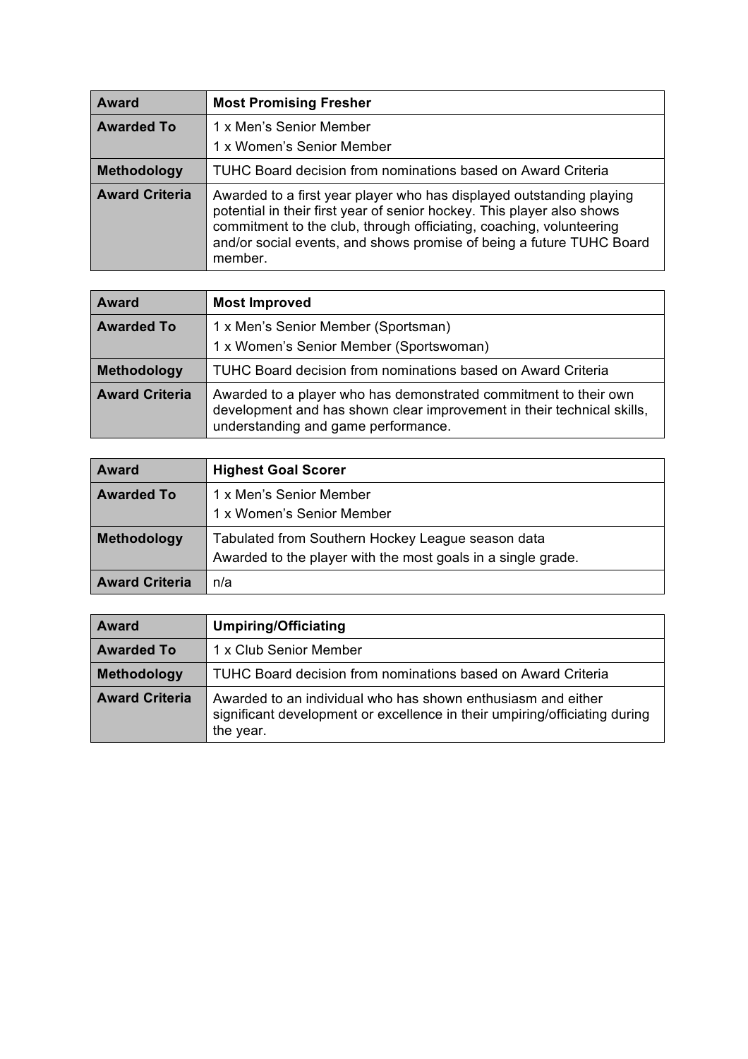| Award | Most Promising Fresher |
|---|---|
| Awarded To | 1 x Men's Senior Member<br>1 x Women's Senior Member |
| Methodology | TUHC Board decision from nominations based on Award Criteria |
| Award Criteria | Awarded to a first year player who has displayed outstanding playing potential in their first year of senior hockey. This player also shows commitment to the club, through officiating, coaching, volunteering and/or social events, and shows promise of being a future TUHC Board member. |

| Award | Most Improved |
|---|---|
| Awarded To | 1 x Men's Senior Member (Sportsman)<br>1 x Women's Senior Member (Sportswoman) |
| Methodology | TUHC Board decision from nominations based on Award Criteria |
| Award Criteria | Awarded to a player who has demonstrated commitment to their own development and has shown clear improvement in their technical skills, understanding and game performance. |

| Award | Highest Goal Scorer |
|---|---|
| Awarded To | 1 x Men's Senior Member<br>1 x Women's Senior Member |
| Methodology | Tabulated from Southern Hockey League season data<br>Awarded to the player with the most goals in a single grade. |
| Award Criteria | n/a |

| Award | Umpiring/Officiating |
|---|---|
| Awarded To | 1 x Club Senior Member |
| Methodology | TUHC Board decision from nominations based on Award Criteria |
| Award Criteria | Awarded to an individual who has shown enthusiasm and either significant development or excellence in their umpiring/officiating during the year. |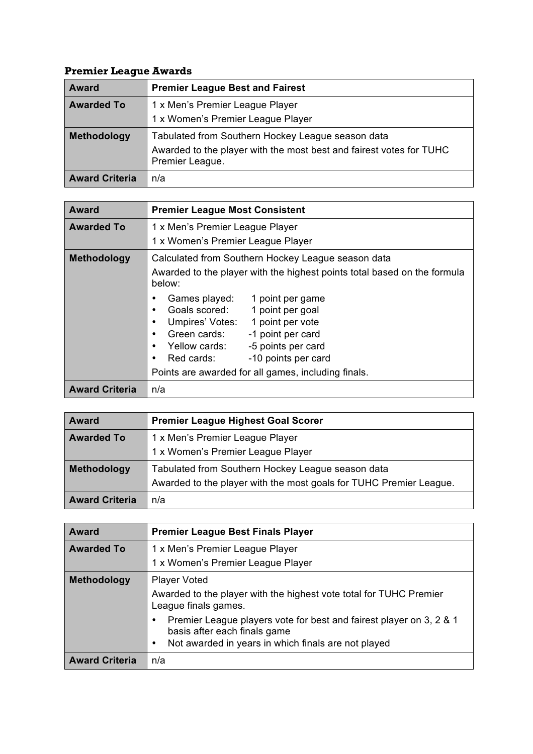### Premier League Awards

| Award | Premier League Best and Fairest |
|---|---|
| Awarded To | 1 x Men's Premier League Player<br>1 x Women's Premier League Player |
| Methodology | Tabulated from Southern Hockey League season data<br>Awarded to the player with the most best and fairest votes for TUHC Premier League. |
| Award Criteria | n/a |

| Award | Premier League Most Consistent |
|---|---|
| Awarded To | 1 x Men's Premier League Player<br>1 x Women's Premier League Player |
| Methodology | Calculated from Southern Hockey League season data<br>Awarded to the player with the highest points total based on the formula below:<br>• Games played: 1 point per game<br>• Goals scored: 1 point per goal<br>• Umpires' Votes: 1 point per vote<br>• Green cards: -1 point per card<br>• Yellow cards: -5 points per card<br>• Red cards: -10 points per card<br>Points are awarded for all games, including finals. |
| Award Criteria | n/a |

| Award | Premier League Highest Goal Scorer |
|---|---|
| Awarded To | 1 x Men's Premier League Player<br>1 x Women's Premier League Player |
| Methodology | Tabulated from Southern Hockey League season data<br>Awarded to the player with the most goals for TUHC Premier League. |
| Award Criteria | n/a |

| Award | Premier League Best Finals Player |
|---|---|
| Awarded To | 1 x Men's Premier League Player<br>1 x Women's Premier League Player |
| Methodology | Player Voted<br>Awarded to the player with the highest vote total for TUHC Premier League finals games.<br>• Premier League players vote for best and fairest player on 3, 2 & 1 basis after each finals game<br>• Not awarded in years in which finals are not played |
| Award Criteria | n/a |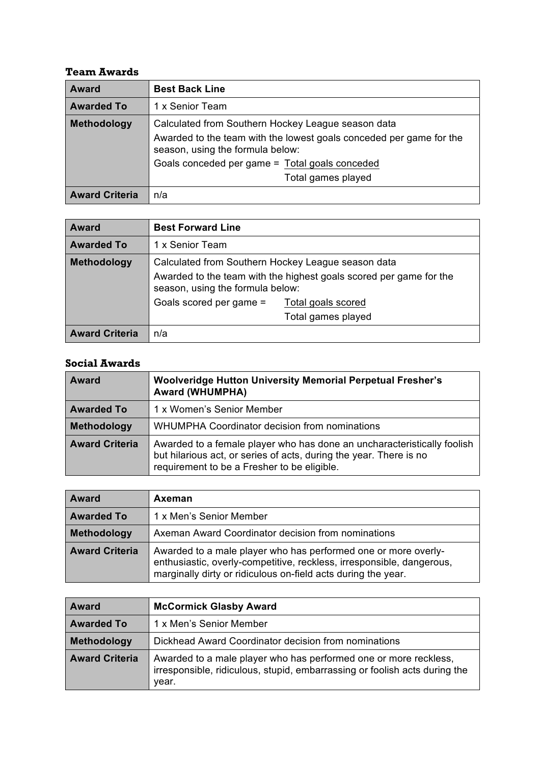### Team Awards

| Award | Best Back Line |
|---|---|
| Awarded To | 1 x Senior Team |
| Methodology | Calculated from Southern Hockey League season data<br>Awarded to the team with the lowest goals conceded per game for the season, using the formula below:<br>$\text{Goals conceded per game} = \frac{\text{Total goals conceded}}{\text{Total games played}}$ |
| Award Criteria | n/a |

| Award | Best Forward Line |
|---|---|
| Awarded To | 1 x Senior Team |
| Methodology | Calculated from Southern Hockey League season data<br>Awarded to the team with the highest goals scored per game for the season, using the formula below:<br>$\text{Goals scored per game} = \frac{\text{Total goals scored}}{\text{Total games played}}$ |
| Award Criteria | n/a |

### Social Awards

| Award | Woolveridge Hutton University Memorial Perpetual Fresher's Award (WHUMPHA) |
|---|---|
| Awarded To | 1 x Women's Senior Member |
| Methodology | WHUMPHA Coordinator decision from nominations |
| Award Criteria | Awarded to a female player who has done an uncharacteristically foolish but hilarious act, or series of acts, during the year. There is no requirement to be a Fresher to be eligible. |

| Award | Axeman |
|---|---|
| Awarded To | 1 x Men's Senior Member |
| Methodology | Axeman Award Coordinator decision from nominations |
| Award Criteria | Awarded to a male player who has performed one or more overly-enthusiastic, overly-competitive, reckless, irresponsible, dangerous, marginally dirty or ridiculous on-field acts during the year. |

| Award | McCormick Glasby Award |
|---|---|
| Awarded To | 1 x Men's Senior Member |
| Methodology | Dickhead Award Coordinator decision from nominations |
| Award Criteria | Awarded to a male player who has performed one or more reckless, irresponsible, ridiculous, stupid, embarrassing or foolish acts during the year. |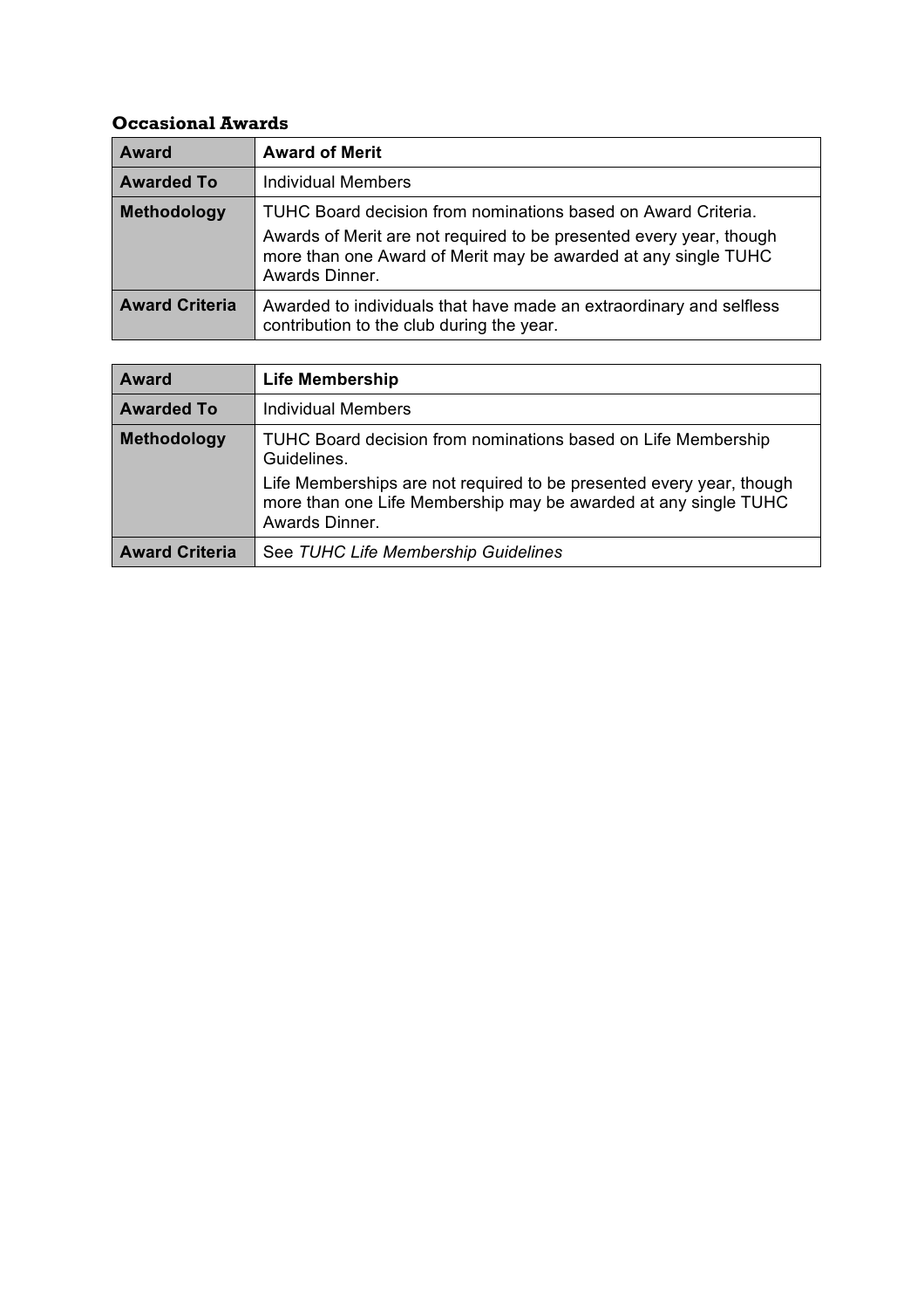### Occasional Awards

| Award | Award of Merit |
|---|---|
| **Awarded To** | Individual Members |
| **Methodology** | TUHC Board decision from nominations based on Award Criteria.<br>Awards of Merit are not required to be presented every year, though more than one Award of Merit may be awarded at any single TUHC Awards Dinner. |
| **Award Criteria** | Awarded to individuals that have made an extraordinary and selfless contribution to the club during the year. |

| Award | Life Membership |
|---|---|
| **Awarded To** | Individual Members |
| **Methodology** | TUHC Board decision from nominations based on Life Membership Guidelines.<br>Life Memberships are not required to be presented every year, though more than one Life Membership may be awarded at any single TUHC Awards Dinner. |
| **Award Criteria** | See *TUHC Life Membership Guidelines* |